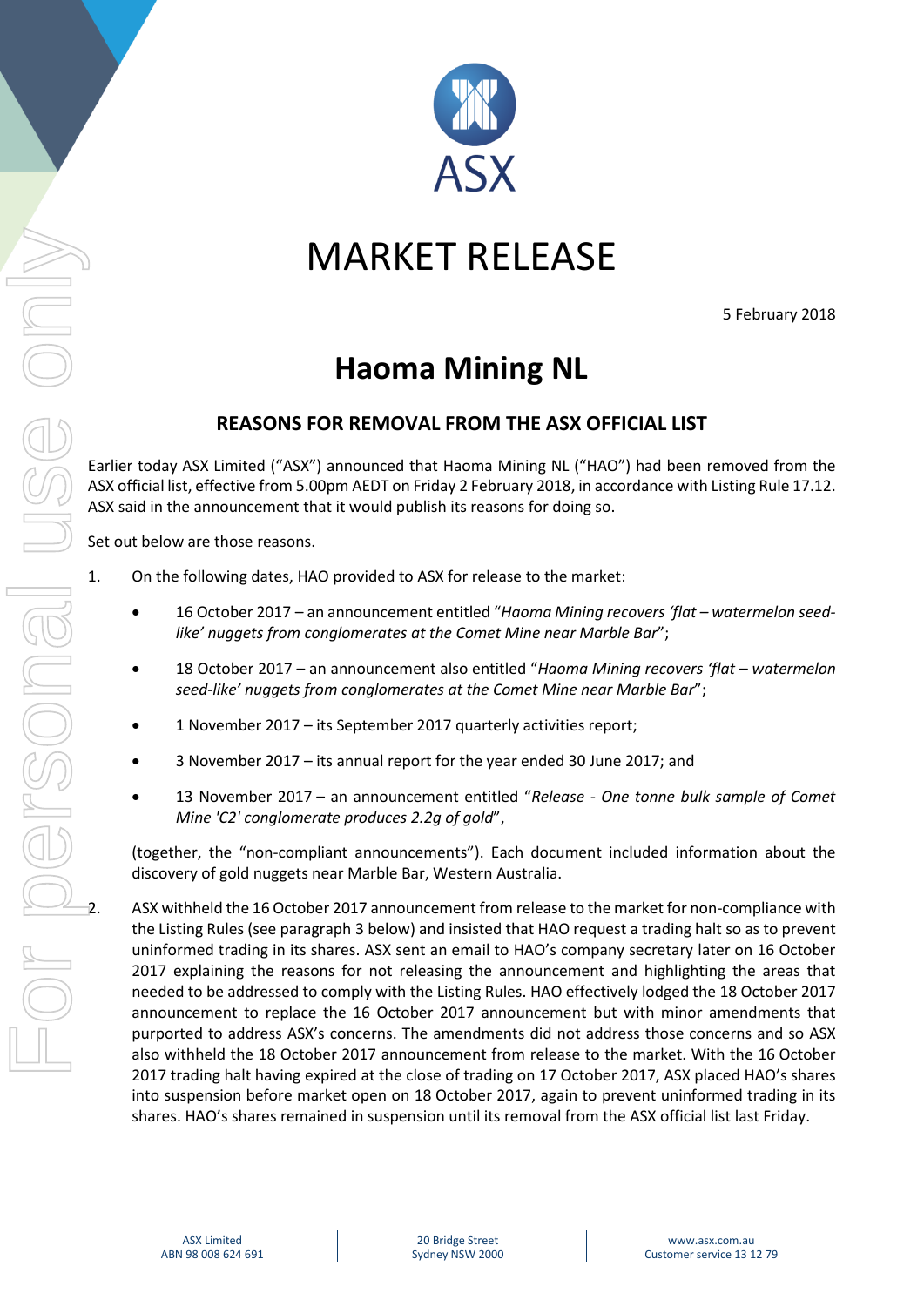# MARKET RELEASE

5 February 2018

## Haoma Mining NL

### REASONS FOR REMOVAL FROM THE ASX OFFICIAL LIST

Earlier today ASX Limited ("ASX") announced that Haoma Mining NL ("HAO") had been removed from the ASX official list, effective from 5.00pm AEDT on Friday 2 February 2018, in accordance with Listing Rule 17.12. ASX said in the announcement that it would publish its reasons for doing so.

Set out below are those reasons.

1. On the following dates, HAO provided to ASX for release to the market:

   - 16 October 2017 – an announcement entitled "*Haoma Mining recovers 'flat – watermelon seed-like' nuggets from conglomerates at the Comet Mine near Marble Bar*";
   - 18 October 2017 – an announcement also entitled "*Haoma Mining recovers 'flat – watermelon seed-like' nuggets from conglomerates at the Comet Mine near Marble Bar*";
   - 1 November 2017 – its September 2017 quarterly activities report;
   - 3 November 2017 – its annual report for the year ended 30 June 2017; and
   - 13 November 2017 – an announcement entitled "*Release - One tonne bulk sample of Comet Mine 'C2' conglomerate produces 2.2g of gold*",

   (together, the "non-compliant announcements"). Each document included information about the discovery of gold nuggets near Marble Bar, Western Australia.

2. ASX withheld the 16 October 2017 announcement from release to the market for non-compliance with the Listing Rules (see paragraph 3 below) and insisted that HAO request a trading halt so as to prevent uninformed trading in its shares. ASX sent an email to HAO's company secretary later on 16 October 2017 explaining the reasons for not releasing the announcement and highlighting the areas that needed to be addressed to comply with the Listing Rules. HAO effectively lodged the 18 October 2017 announcement to replace the 16 October 2017 announcement but with minor amendments that purported to address ASX's concerns. The amendments did not address those concerns and so ASX also withheld the 18 October 2017 announcement from release to the market. With the 16 October 2017 trading halt having expired at the close of trading on 17 October 2017, ASX placed HAO's shares into suspension before market open on 18 October 2017, again to prevent uninformed trading in its shares. HAO's shares remained in suspension until its removal from the ASX official list last Friday.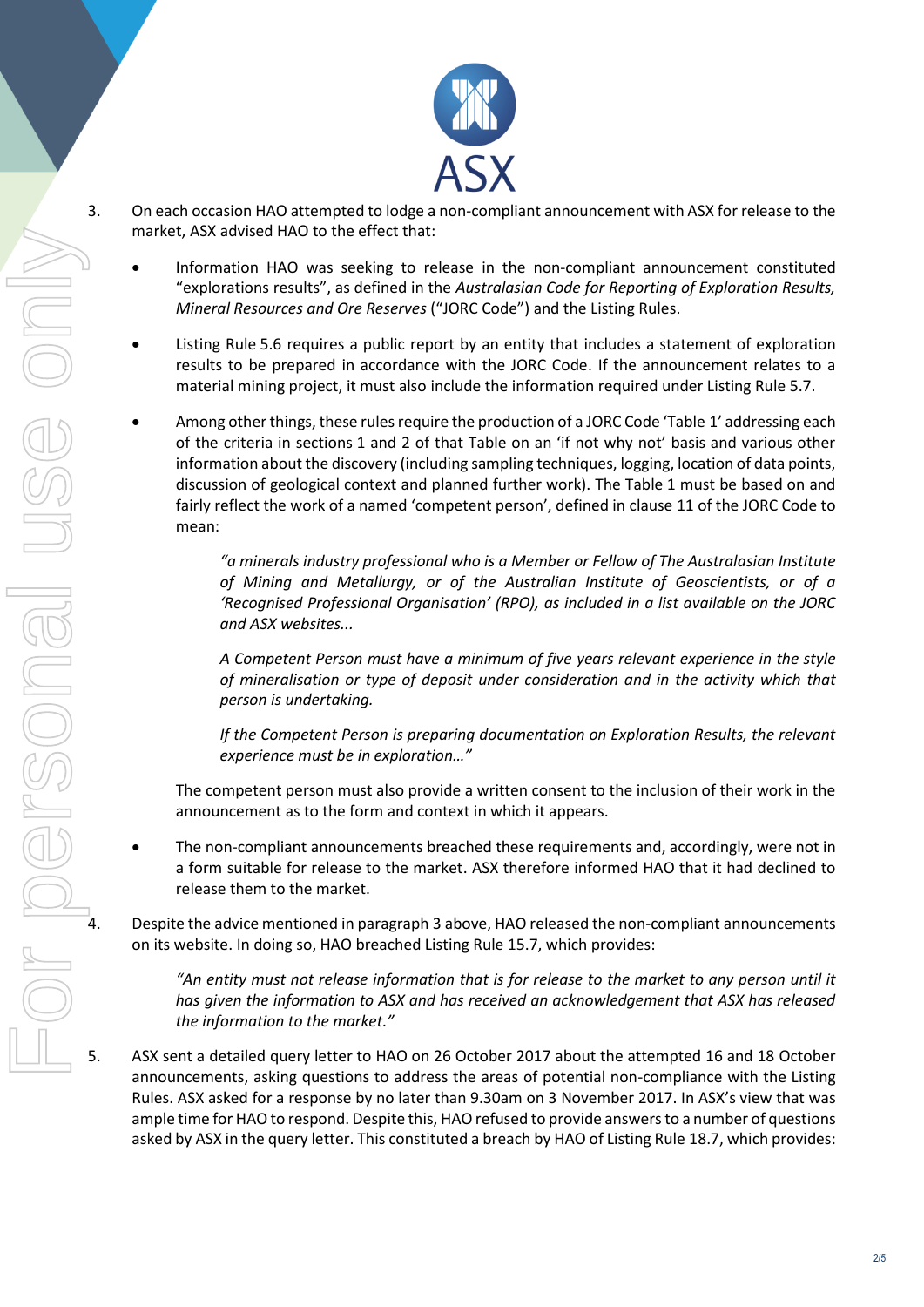3. On each occasion HAO attempted to lodge a non-compliant announcement with ASX for release to the market, ASX advised HAO to the effect that:

   - Information HAO was seeking to release in the non-compliant announcement constituted "explorations results", as defined in the *Australasian Code for Reporting of Exploration Results, Mineral Resources and Ore Reserves* ("JORC Code") and the Listing Rules.

   - Listing Rule 5.6 requires a public report by an entity that includes a statement of exploration results to be prepared in accordance with the JORC Code. If the announcement relates to a material mining project, it must also include the information required under Listing Rule 5.7.

   - Among other things, these rules require the production of a JORC Code 'Table 1' addressing each of the criteria in sections 1 and 2 of that Table on an 'if not why not' basis and various other information about the discovery (including sampling techniques, logging, location of data points, discussion of geological context and planned further work). The Table 1 must be based on and fairly reflect the work of a named 'competent person', defined in clause 11 of the JORC Code to mean:

     > *"a minerals industry professional who is a Member or Fellow of The Australasian Institute of Mining and Metallurgy, or of the Australian Institute of Geoscientists, or of a 'Recognised Professional Organisation' (RPO), as included in a list available on the JORC and ASX websites...*
     >
     > *A Competent Person must have a minimum of five years relevant experience in the style of mineralisation or type of deposit under consideration and in the activity which that person is undertaking.*
     >
     > *If the Competent Person is preparing documentation on Exploration Results, the relevant experience must be in exploration…"*

     The competent person must also provide a written consent to the inclusion of their work in the announcement as to the form and context in which it appears.

   - The non-compliant announcements breached these requirements and, accordingly, were not in a form suitable for release to the market. ASX therefore informed HAO that it had declined to release them to the market.

4. Despite the advice mentioned in paragraph 3 above, HAO released the non-compliant announcements on its website. In doing so, HAO breached Listing Rule 15.7, which provides:

   > *"An entity must not release information that is for release to the market to any person until it has given the information to ASX and has received an acknowledgement that ASX has released the information to the market."*

5. ASX sent a detailed query letter to HAO on 26 October 2017 about the attempted 16 and 18 October announcements, asking questions to address the areas of potential non-compliance with the Listing Rules. ASX asked for a response by no later than 9.30am on 3 November 2017. In ASX's view that was ample time for HAO to respond. Despite this, HAO refused to provide answers to a number of questions asked by ASX in the query letter. This constituted a breach by HAO of Listing Rule 18.7, which provides: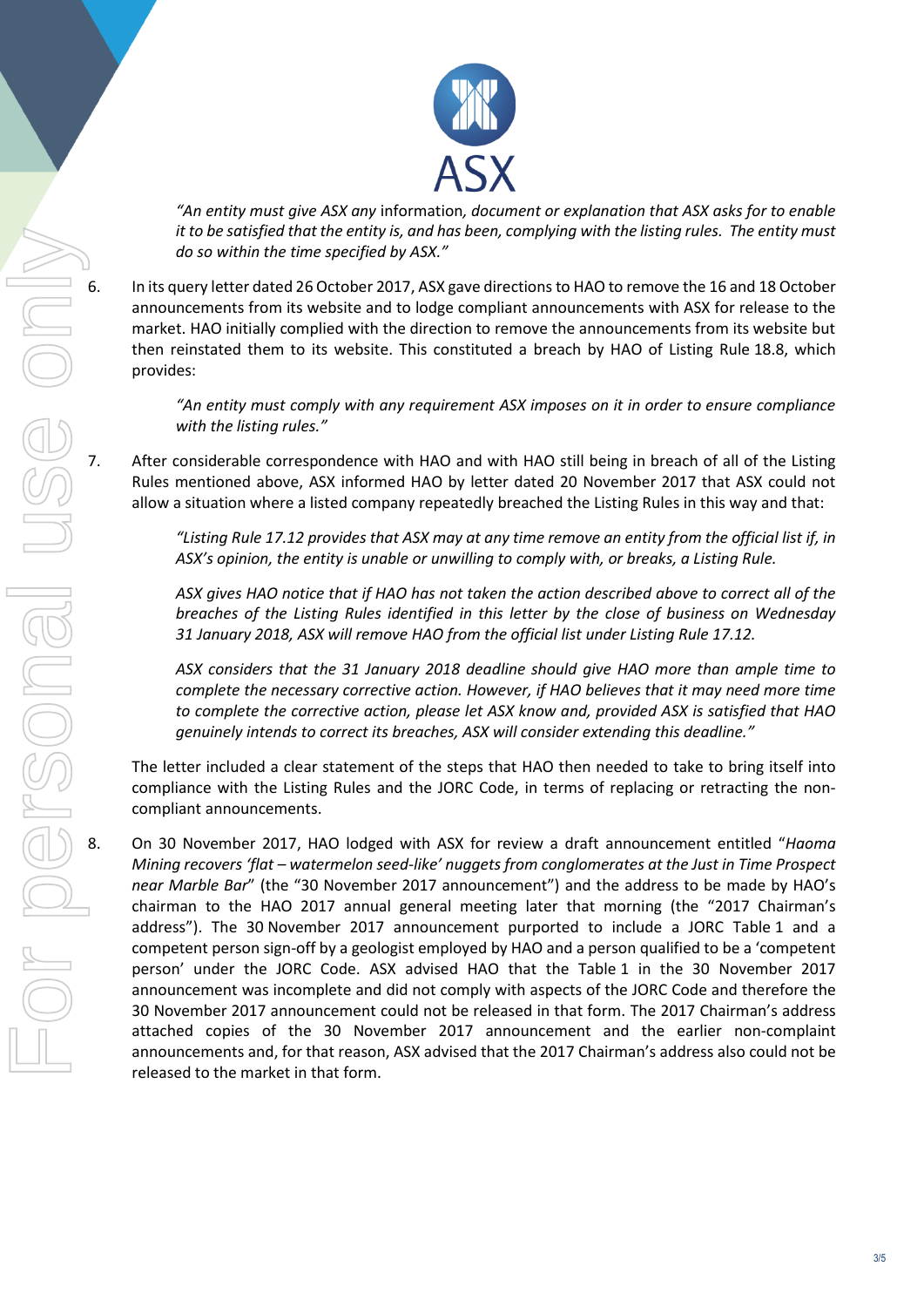*"An entity must give ASX any* information*, document or explanation that ASX asks for to enable it to be satisfied that the entity is, and has been, complying with the listing rules. The entity must do so within the time specified by ASX."*

6. In its query letter dated 26 October 2017, ASX gave directions to HAO to remove the 16 and 18 October announcements from its website and to lodge compliant announcements with ASX for release to the market. HAO initially complied with the direction to remove the announcements from its website but then reinstated them to its website. This constituted a breach by HAO of Listing Rule 18.8, which provides:

   *"An entity must comply with any requirement ASX imposes on it in order to ensure compliance with the listing rules."*

7. After considerable correspondence with HAO and with HAO still being in breach of all of the Listing Rules mentioned above, ASX informed HAO by letter dated 20 November 2017 that ASX could not allow a situation where a listed company repeatedly breached the Listing Rules in this way and that:

   *"Listing Rule 17.12 provides that ASX may at any time remove an entity from the official list if, in ASX's opinion, the entity is unable or unwilling to comply with, or breaks, a Listing Rule.*

   *ASX gives HAO notice that if HAO has not taken the action described above to correct all of the breaches of the Listing Rules identified in this letter by the close of business on Wednesday 31 January 2018, ASX will remove HAO from the official list under Listing Rule 17.12.*

   *ASX considers that the 31 January 2018 deadline should give HAO more than ample time to complete the necessary corrective action. However, if HAO believes that it may need more time to complete the corrective action, please let ASX know and, provided ASX is satisfied that HAO genuinely intends to correct its breaches, ASX will consider extending this deadline."*

   The letter included a clear statement of the steps that HAO then needed to take to bring itself into compliance with the Listing Rules and the JORC Code, in terms of replacing or retracting the non-compliant announcements.

8. On 30 November 2017, HAO lodged with ASX for review a draft announcement entitled "*Haoma Mining recovers 'flat – watermelon seed-like' nuggets from conglomerates at the Just in Time Prospect near Marble Bar*" (the "30 November 2017 announcement") and the address to be made by HAO's chairman to the HAO 2017 annual general meeting later that morning (the "2017 Chairman's address"). The 30 November 2017 announcement purported to include a JORC Table 1 and a competent person sign-off by a geologist employed by HAO and a person qualified to be a 'competent person' under the JORC Code. ASX advised HAO that the Table 1 in the 30 November 2017 announcement was incomplete and did not comply with aspects of the JORC Code and therefore the 30 November 2017 announcement could not be released in that form. The 2017 Chairman's address attached copies of the 30 November 2017 announcement and the earlier non-complaint announcements and, for that reason, ASX advised that the 2017 Chairman's address also could not be released to the market in that form.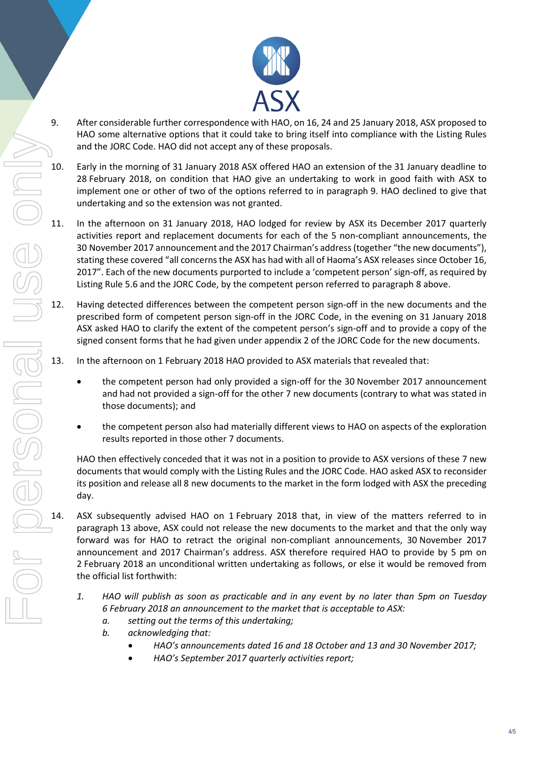9. After considerable further correspondence with HAO, on 16, 24 and 25 January 2018, ASX proposed to HAO some alternative options that it could take to bring itself into compliance with the Listing Rules and the JORC Code. HAO did not accept any of these proposals.

10. Early in the morning of 31 January 2018 ASX offered HAO an extension of the 31 January deadline to 28 February 2018, on condition that HAO give an undertaking to work in good faith with ASX to implement one or other of two of the options referred to in paragraph 9. HAO declined to give that undertaking and so the extension was not granted.

11. In the afternoon on 31 January 2018, HAO lodged for review by ASX its December 2017 quarterly activities report and replacement documents for each of the 5 non-compliant announcements, the 30 November 2017 announcement and the 2017 Chairman's address (together "the new documents"), stating these covered "all concerns the ASX has had with all of Haoma's ASX releases since October 16, 2017". Each of the new documents purported to include a 'competent person' sign-off, as required by Listing Rule 5.6 and the JORC Code, by the competent person referred to paragraph 8 above.

12. Having detected differences between the competent person sign-off in the new documents and the prescribed form of competent person sign-off in the JORC Code, in the evening on 31 January 2018 ASX asked HAO to clarify the extent of the competent person's sign-off and to provide a copy of the signed consent forms that he had given under appendix 2 of the JORC Code for the new documents.

13. In the afternoon on 1 February 2018 HAO provided to ASX materials that revealed that:

    - the competent person had only provided a sign-off for the 30 November 2017 announcement and had not provided a sign-off for the other 7 new documents (contrary to what was stated in those documents); and
    - the competent person also had materially different views to HAO on aspects of the exploration results reported in those other 7 documents.

    HAO then effectively conceded that it was not in a position to provide to ASX versions of these 7 new documents that would comply with the Listing Rules and the JORC Code. HAO asked ASX to reconsider its position and release all 8 new documents to the market in the form lodged with ASX the preceding day.

14. ASX subsequently advised HAO on 1 February 2018 that, in view of the matters referred to in paragraph 13 above, ASX could not release the new documents to the market and that the only way forward was for HAO to retract the original non-compliant announcements, 30 November 2017 announcement and 2017 Chairman's address. ASX therefore required HAO to provide by 5 pm on 2 February 2018 an unconditional written undertaking as follows, or else it would be removed from the official list forthwith:

    1. *HAO will publish as soon as practicable and in any event by no later than 5pm on Tuesday 6 February 2018 an announcement to the market that is acceptable to ASX:*
        a. *setting out the terms of this undertaking;*
        b. *acknowledging that:*
            - *HAO's announcements dated 16 and 18 October and 13 and 30 November 2017;*
            - *HAO's September 2017 quarterly activities report;*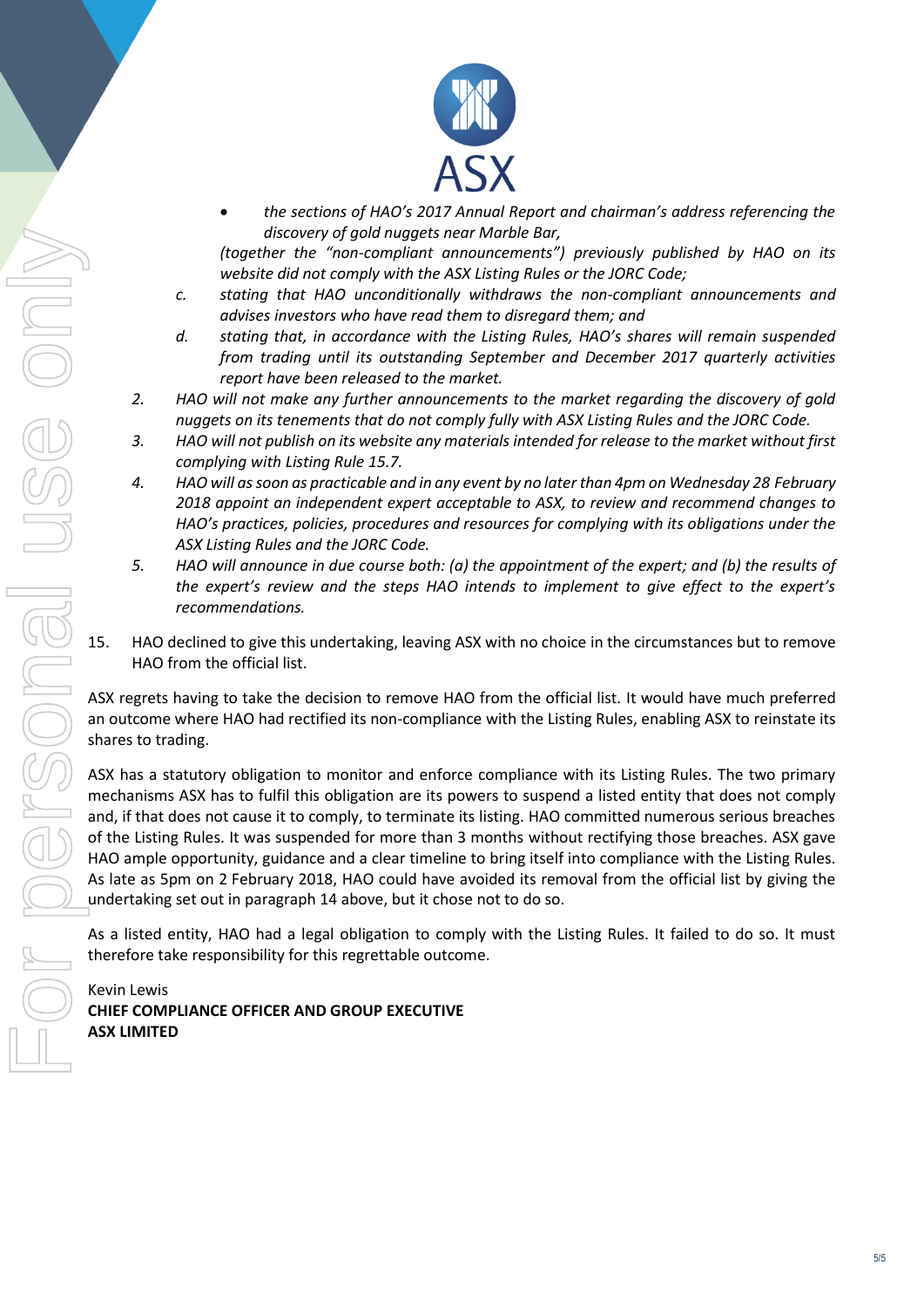- *the sections of HAO's 2017 Annual Report and chairman's address referencing the discovery of gold nuggets near Marble Bar,*

  *(together the "non-compliant announcements") previously published by HAO on its website did not comply with the ASX Listing Rules or the JORC Code;*

  c. *stating that HAO unconditionally withdraws the non-compliant announcements and advises investors who have read them to disregard them; and*

  d. *stating that, in accordance with the Listing Rules, HAO's shares will remain suspended from trading until its outstanding September and December 2017 quarterly activities report have been released to the market.*

2. *HAO will not make any further announcements to the market regarding the discovery of gold nuggets on its tenements that do not comply fully with ASX Listing Rules and the JORC Code.*
3. *HAO will not publish on its website any materials intended for release to the market without first complying with Listing Rule 15.7.*
4. *HAO will as soon as practicable and in any event by no later than 4pm on Wednesday 28 February 2018 appoint an independent expert acceptable to ASX, to review and recommend changes to HAO's practices, policies, procedures and resources for complying with its obligations under the ASX Listing Rules and the JORC Code.*
5. *HAO will announce in due course both: (a) the appointment of the expert; and (b) the results of the expert's review and the steps HAO intends to implement to give effect to the expert's recommendations.*

15. HAO declined to give this undertaking, leaving ASX with no choice in the circumstances but to remove HAO from the official list.

ASX regrets having to take the decision to remove HAO from the official list. It would have much preferred an outcome where HAO had rectified its non-compliance with the Listing Rules, enabling ASX to reinstate its shares to trading.

ASX has a statutory obligation to monitor and enforce compliance with its Listing Rules. The two primary mechanisms ASX has to fulfil this obligation are its powers to suspend a listed entity that does not comply and, if that does not cause it to comply, to terminate its listing. HAO committed numerous serious breaches of the Listing Rules. It was suspended for more than 3 months without rectifying those breaches. ASX gave HAO ample opportunity, guidance and a clear timeline to bring itself into compliance with the Listing Rules. As late as 5pm on 2 February 2018, HAO could have avoided its removal from the official list by giving the undertaking set out in paragraph 14 above, but it chose not to do so.

As a listed entity, HAO had a legal obligation to comply with the Listing Rules. It failed to do so. It must therefore take responsibility for this regrettable outcome.

Kevin Lewis
**CHIEF COMPLIANCE OFFICER AND GROUP EXECUTIVE**
**ASX LIMITED**